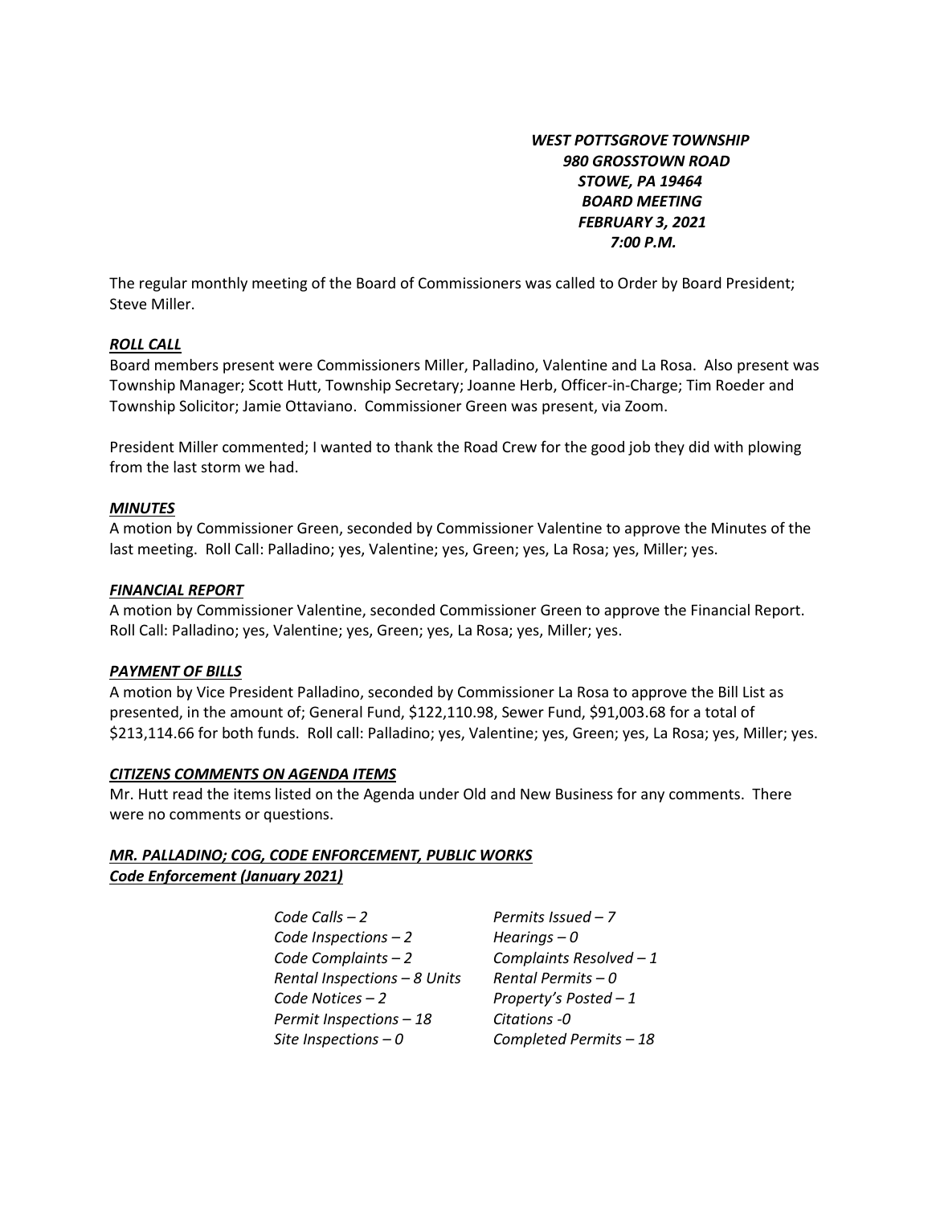***WEST POTTSGROVE TOWNSHIP***
***980 GROSSTOWN ROAD***
***STOWE, PA 19464***
***BOARD MEETING***
***FEBRUARY 3, 2021***
***7:00 P.M.***

The regular monthly meeting of the Board of Commissioners was called to Order by Board President; Steve Miller.

***ROLL CALL***

Board members present were Commissioners Miller, Palladino, Valentine and La Rosa. Also present was Township Manager; Scott Hutt, Township Secretary; Joanne Herb, Officer-in-Charge; Tim Roeder and Township Solicitor; Jamie Ottaviano. Commissioner Green was present, via Zoom.

President Miller commented; I wanted to thank the Road Crew for the good job they did with plowing from the last storm we had.

***MINUTES***

A motion by Commissioner Green, seconded by Commissioner Valentine to approve the Minutes of the last meeting. Roll Call: Palladino; yes, Valentine; yes, Green; yes, La Rosa; yes, Miller; yes.

***FINANCIAL REPORT***

A motion by Commissioner Valentine, seconded Commissioner Green to approve the Financial Report. Roll Call: Palladino; yes, Valentine; yes, Green; yes, La Rosa; yes, Miller; yes.

***PAYMENT OF BILLS***

A motion by Vice President Palladino, seconded by Commissioner La Rosa to approve the Bill List as presented, in the amount of; General Fund, $122,110.98, Sewer Fund, $91,003.68 for a total of $213,114.66 for both funds. Roll call: Palladino; yes, Valentine; yes, Green; yes, La Rosa; yes, Miller; yes.

***CITIZENS COMMENTS ON AGENDA ITEMS***

Mr. Hutt read the items listed on the Agenda under Old and New Business for any comments. There were no comments or questions.

***MR. PALLADINO; COG, CODE ENFORCEMENT, PUBLIC WORKS***
***Code Enforcement (January 2021)***

| | |
|---|---|
| *Code Calls – 2* | *Permits Issued – 7* |
| *Code Inspections – 2* | *Hearings – 0* |
| *Code Complaints – 2* | *Complaints Resolved – 1* |
| *Rental Inspections – 8 Units* | *Rental Permits – 0* |
| *Code Notices – 2* | *Property's Posted – 1* |
| *Permit Inspections – 18* | *Citations -0* |
| *Site Inspections – 0* | *Completed Permits – 18* |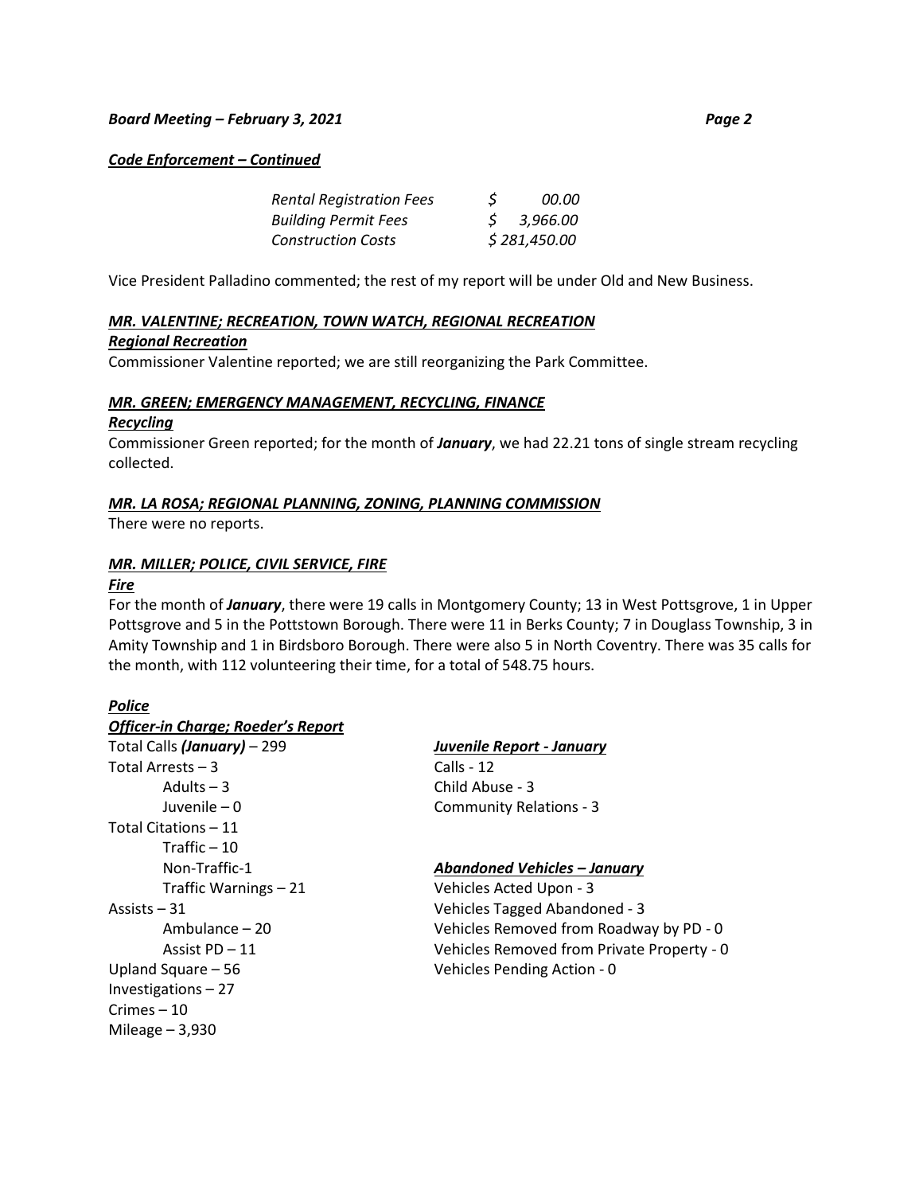***Code Enforcement – Continued***

| | |
|---|---|
| *Rental Registration Fees* | *$ 00.00* |
| *Building Permit Fees* | *$ 3,966.00* |
| *Construction Costs* | *$ 281,450.00* |

Vice President Palladino commented; the rest of my report will be under Old and New Business.

***MR. VALENTINE; RECREATION, TOWN WATCH, REGIONAL RECREATION***

***Regional Recreation***

Commissioner Valentine reported; we are still reorganizing the Park Committee.

***MR. GREEN; EMERGENCY MANAGEMENT, RECYCLING, FINANCE***

***Recycling***

Commissioner Green reported; for the month of ***January***, we had 22.21 tons of single stream recycling collected.

***MR. LA ROSA; REGIONAL PLANNING, ZONING, PLANNING COMMISSION***

There were no reports.

***MR. MILLER; POLICE, CIVIL SERVICE, FIRE***

***Fire***

For the month of ***January***, there were 19 calls in Montgomery County; 13 in West Pottsgrove, 1 in Upper Pottsgrove and 5 in the Pottstown Borough. There were 11 in Berks County; 7 in Douglass Township, 3 in Amity Township and 1 in Birdsboro Borough. There were also 5 in North Coventry. There was 35 calls for the month, with 112 volunteering their time, for a total of 548.75 hours.

***Police***

***Officer-in Charge; Roeder's Report***

Total Calls ***(January)*** – 299
Total Arrests – 3
- Adults – 3
- Juvenile – 0

Total Citations – 11
- Traffic – 10
- Non-Traffic-1
- Traffic Warnings – 21

Assists – 31
- Ambulance – 20
- Assist PD – 11

Upland Square – 56
Investigations – 27
Crimes – 10
Mileage – 3,930

***Juvenile Report - January***

Calls - 12
Child Abuse - 3
Community Relations - 3

***Abandoned Vehicles – January***

Vehicles Acted Upon - 3
Vehicles Tagged Abandoned - 3
Vehicles Removed from Roadway by PD - 0
Vehicles Removed from Private Property - 0
Vehicles Pending Action - 0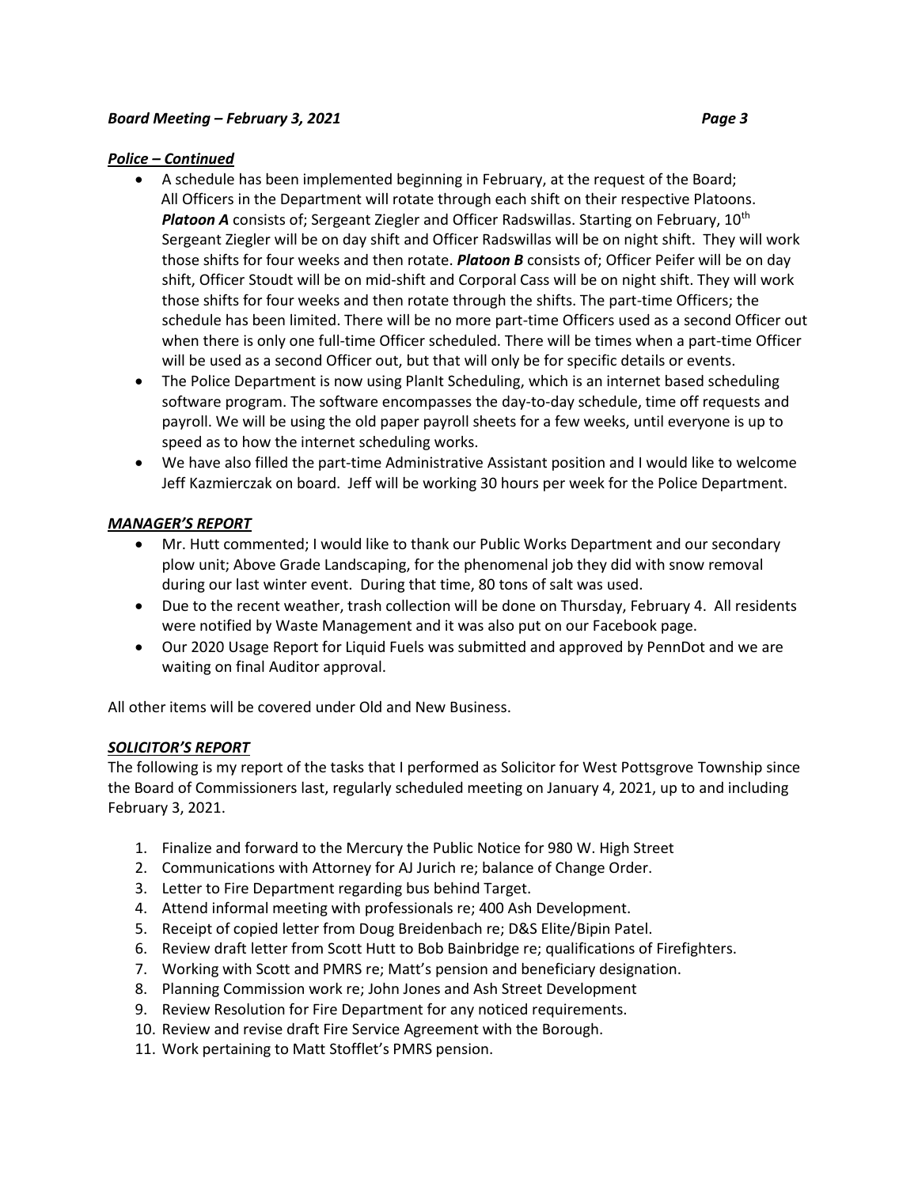## ***Police – Continued***

- A schedule has been implemented beginning in February, at the request of the Board; All Officers in the Department will rotate through each shift on their respective Platoons. ***Platoon A*** consists of; Sergeant Ziegler and Officer Radswillas. Starting on February, 10th Sergeant Ziegler will be on day shift and Officer Radswillas will be on night shift. They will work those shifts for four weeks and then rotate. ***Platoon B*** consists of; Officer Peifer will be on day shift, Officer Stoudt will be on mid-shift and Corporal Cass will be on night shift. They will work those shifts for four weeks and then rotate through the shifts. The part-time Officers; the schedule has been limited. There will be no more part-time Officers used as a second Officer out when there is only one full-time Officer scheduled. There will be times when a part-time Officer will be used as a second Officer out, but that will only be for specific details or events.
- The Police Department is now using PlanIt Scheduling, which is an internet based scheduling software program. The software encompasses the day-to-day schedule, time off requests and payroll. We will be using the old paper payroll sheets for a few weeks, until everyone is up to speed as to how the internet scheduling works.
- We have also filled the part-time Administrative Assistant position and I would like to welcome Jeff Kazmierczak on board. Jeff will be working 30 hours per week for the Police Department.

## ***MANAGER'S REPORT***

- Mr. Hutt commented; I would like to thank our Public Works Department and our secondary plow unit; Above Grade Landscaping, for the phenomenal job they did with snow removal during our last winter event. During that time, 80 tons of salt was used.
- Due to the recent weather, trash collection will be done on Thursday, February 4. All residents were notified by Waste Management and it was also put on our Facebook page.
- Our 2020 Usage Report for Liquid Fuels was submitted and approved by PennDot and we are waiting on final Auditor approval.

All other items will be covered under Old and New Business.

## ***SOLICITOR'S REPORT***

The following is my report of the tasks that I performed as Solicitor for West Pottsgrove Township since the Board of Commissioners last, regularly scheduled meeting on January 4, 2021, up to and including February 3, 2021.

1. Finalize and forward to the Mercury the Public Notice for 980 W. High Street
2. Communications with Attorney for AJ Jurich re; balance of Change Order.
3. Letter to Fire Department regarding bus behind Target.
4. Attend informal meeting with professionals re; 400 Ash Development.
5. Receipt of copied letter from Doug Breidenbach re; D&S Elite/Bipin Patel.
6. Review draft letter from Scott Hutt to Bob Bainbridge re; qualifications of Firefighters.
7. Working with Scott and PMRS re; Matt's pension and beneficiary designation.
8. Planning Commission work re; John Jones and Ash Street Development
9. Review Resolution for Fire Department for any noticed requirements.
10. Review and revise draft Fire Service Agreement with the Borough.
11. Work pertaining to Matt Stofflet's PMRS pension.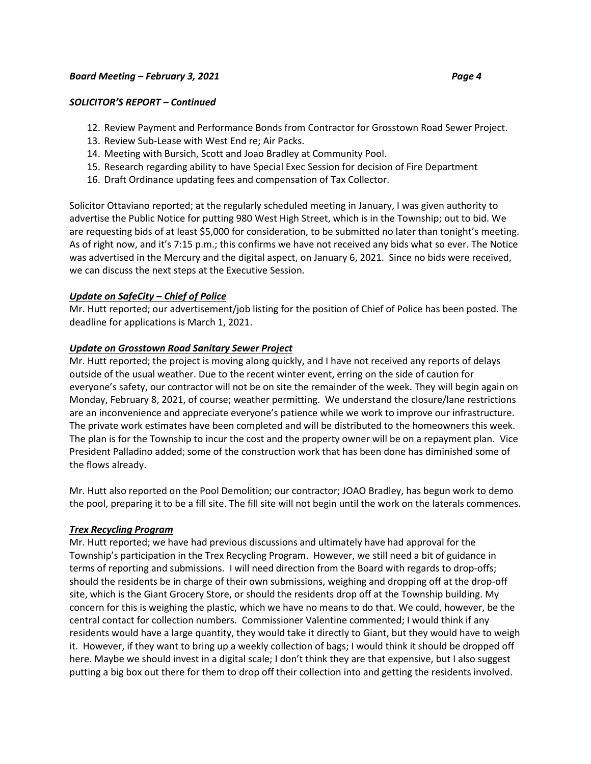### *SOLICITOR'S REPORT – Continued*

12. Review Payment and Performance Bonds from Contractor for Grosstown Road Sewer Project.
13. Review Sub-Lease with West End re; Air Packs.
14. Meeting with Bursich, Scott and Joao Bradley at Community Pool.
15. Research regarding ability to have Special Exec Session for decision of Fire Department
16. Draft Ordinance updating fees and compensation of Tax Collector.

Solicitor Ottaviano reported; at the regularly scheduled meeting in January, I was given authority to advertise the Public Notice for putting 980 West High Street, which is in the Township; out to bid. We are requesting bids of at least $5,000 for consideration, to be submitted no later than tonight's meeting. As of right now, and it's 7:15 p.m.; this confirms we have not received any bids what so ever. The Notice was advertised in the Mercury and the digital aspect, on January 6, 2021. Since no bids were received, we can discuss the next steps at the Executive Session.

***<u>Update on SafeCity – Chief of Police</u>***

Mr. Hutt reported; our advertisement/job listing for the position of Chief of Police has been posted. The deadline for applications is March 1, 2021.

***<u>Update on Grosstown Road Sanitary Sewer Project</u>***

Mr. Hutt reported; the project is moving along quickly, and I have not received any reports of delays outside of the usual weather. Due to the recent winter event, erring on the side of caution for everyone's safety, our contractor will not be on site the remainder of the week. They will begin again on Monday, February 8, 2021, of course; weather permitting. We understand the closure/lane restrictions are an inconvenience and appreciate everyone's patience while we work to improve our infrastructure. The private work estimates have been completed and will be distributed to the homeowners this week. The plan is for the Township to incur the cost and the property owner will be on a repayment plan. Vice President Palladino added; some of the construction work that has been done has diminished some of the flows already.

Mr. Hutt also reported on the Pool Demolition; our contractor; JOAO Bradley, has begun work to demo the pool, preparing it to be a fill site. The fill site will not begin until the work on the laterals commences.

***<u>Trex Recycling Program</u>***

Mr. Hutt reported; we have had previous discussions and ultimately have had approval for the Township's participation in the Trex Recycling Program. However, we still need a bit of guidance in terms of reporting and submissions. I will need direction from the Board with regards to drop-offs; should the residents be in charge of their own submissions, weighing and dropping off at the drop-off site, which is the Giant Grocery Store, or should the residents drop off at the Township building. My concern for this is weighing the plastic, which we have no means to do that. We could, however, be the central contact for collection numbers. Commissioner Valentine commented; I would think if any residents would have a large quantity, they would take it directly to Giant, but they would have to weigh it. However, if they want to bring up a weekly collection of bags; I would think it should be dropped off here. Maybe we should invest in a digital scale; I don't think they are that expensive, but I also suggest putting a big box out there for them to drop off their collection into and getting the residents involved.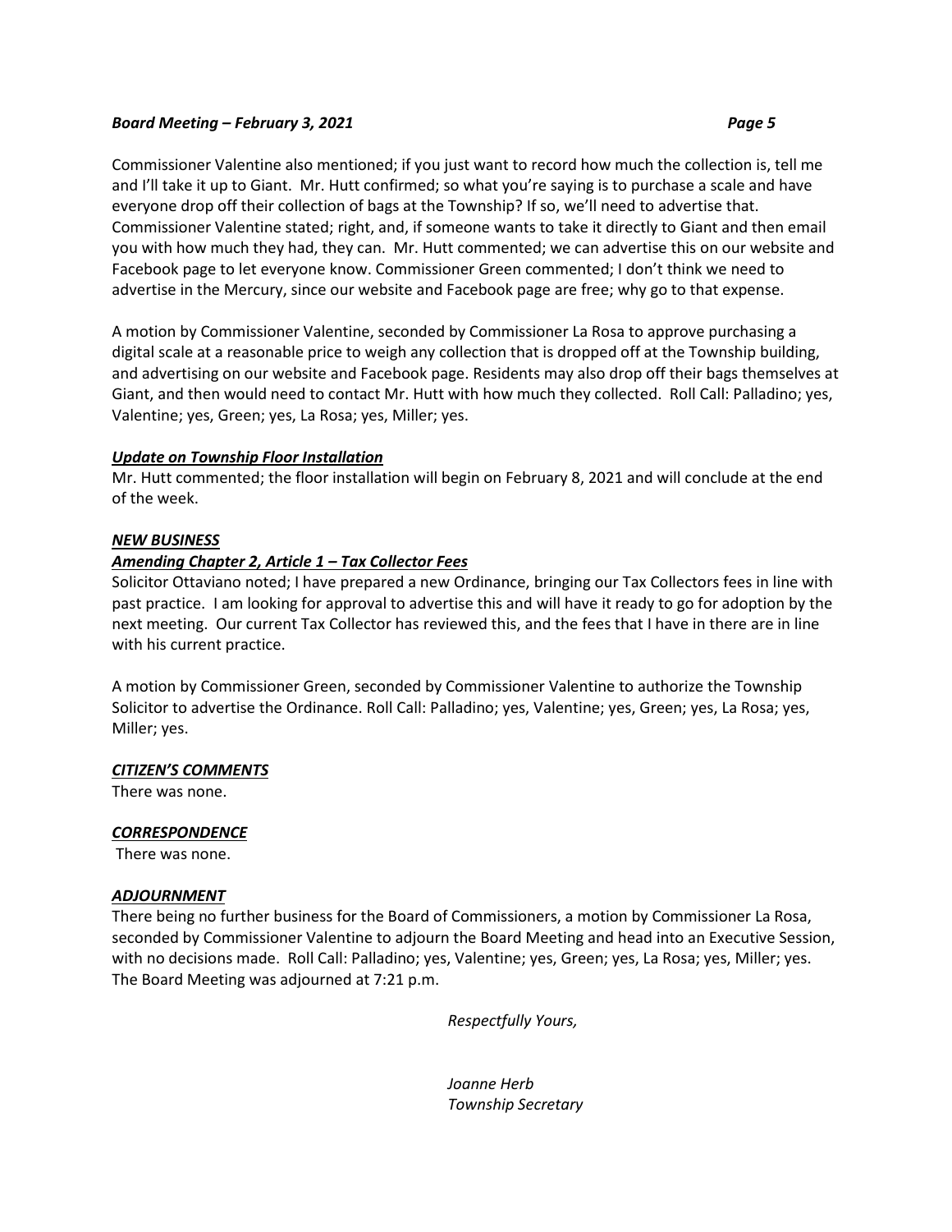Commissioner Valentine also mentioned; if you just want to record how much the collection is, tell me and I'll take it up to Giant. Mr. Hutt confirmed; so what you're saying is to purchase a scale and have everyone drop off their collection of bags at the Township? If so, we'll need to advertise that. Commissioner Valentine stated; right, and, if someone wants to take it directly to Giant and then email you with how much they had, they can. Mr. Hutt commented; we can advertise this on our website and Facebook page to let everyone know. Commissioner Green commented; I don't think we need to advertise in the Mercury, since our website and Facebook page are free; why go to that expense.

A motion by Commissioner Valentine, seconded by Commissioner La Rosa to approve purchasing a digital scale at a reasonable price to weigh any collection that is dropped off at the Township building, and advertising on our website and Facebook page. Residents may also drop off their bags themselves at Giant, and then would need to contact Mr. Hutt with how much they collected. Roll Call: Palladino; yes, Valentine; yes, Green; yes, La Rosa; yes, Miller; yes.

***Update on Township Floor Installation***

Mr. Hutt commented; the floor installation will begin on February 8, 2021 and will conclude at the end of the week.

***NEW BUSINESS***

***Amending Chapter 2, Article 1 – Tax Collector Fees***

Solicitor Ottaviano noted; I have prepared a new Ordinance, bringing our Tax Collectors fees in line with past practice. I am looking for approval to advertise this and will have it ready to go for adoption by the next meeting. Our current Tax Collector has reviewed this, and the fees that I have in there are in line with his current practice.

A motion by Commissioner Green, seconded by Commissioner Valentine to authorize the Township Solicitor to advertise the Ordinance. Roll Call: Palladino; yes, Valentine; yes, Green; yes, La Rosa; yes, Miller; yes.

***CITIZEN'S COMMENTS***

There was none.

***CORRESPONDENCE***

There was none.

***ADJOURNMENT***

There being no further business for the Board of Commissioners, a motion by Commissioner La Rosa, seconded by Commissioner Valentine to adjourn the Board Meeting and head into an Executive Session, with no decisions made. Roll Call: Palladino; yes, Valentine; yes, Green; yes, La Rosa; yes, Miller; yes. The Board Meeting was adjourned at 7:21 p.m.

*Respectfully Yours,*

*Joanne Herb*
*Township Secretary*